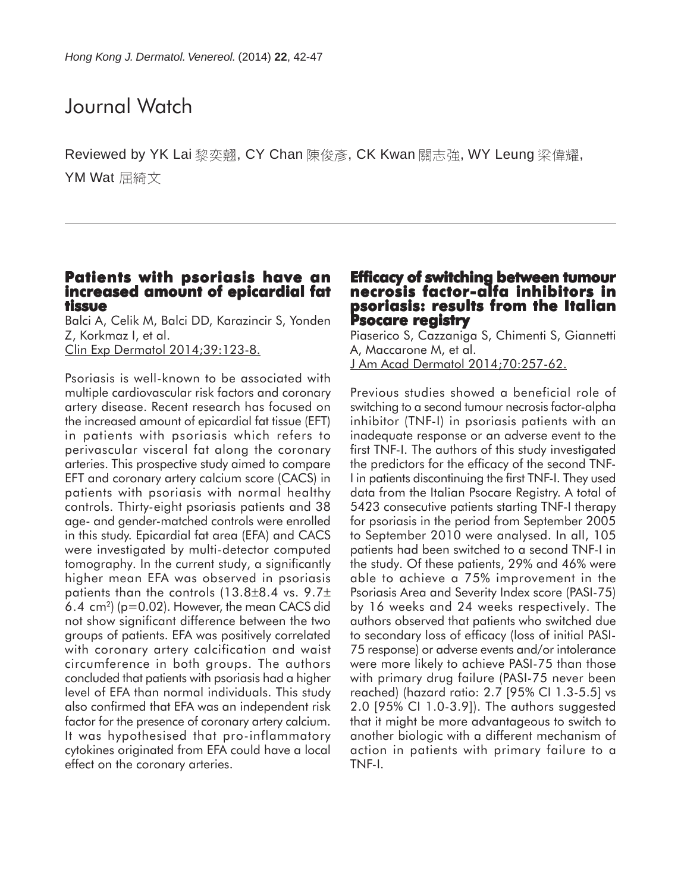# Journal Watch

Reviewed by YK Lai 黎奕翹, CY Chan 陳俊彥, CK Kwan 關志強, WY Leung 梁偉耀, YM Wat 屈綺文

## Patients with psoriasis have an increased amount of epicardial fat tissue

Balci A, Celik M, Balci DD, Karazincir S, Yonden Z, Korkmaz I, et al.
Clin Exp Dermatol 2014;39:123-8.

Psoriasis is well-known to be associated with multiple cardiovascular risk factors and coronary artery disease. Recent research has focused on the increased amount of epicardial fat tissue (EFT) in patients with psoriasis which refers to perivascular visceral fat along the coronary arteries. This prospective study aimed to compare EFT and coronary artery calcium score (CACS) in patients with psoriasis with normal healthy controls. Thirty-eight psoriasis patients and 38 age- and gender-matched controls were enrolled in this study. Epicardial fat area (EFA) and CACS were investigated by multi-detector computed tomography. In the current study, a significantly higher mean EFA was observed in psoriasis patients than the controls (13.8±8.4 vs. 9.7±6.4 cm$^2$) ($p=0.02$). However, the mean CACS did not show significant difference between the two groups of patients. EFA was positively correlated with coronary artery calcification and waist circumference in both groups. The authors concluded that patients with psoriasis had a higher level of EFA than normal individuals. This study also confirmed that EFA was an independent risk factor for the presence of coronary artery calcium. It was hypothesised that pro-inflammatory cytokines originated from EFA could have a local effect on the coronary arteries.

## Efficacy of switching between tumour necrosis factor-alfa inhibitors in psoriasis: results from the Italian Psocare registry

Piaserico S, Cazzaniga S, Chimenti S, Giannetti A, Maccarone M, et al.
J Am Acad Dermatol 2014;70:257-62.

Previous studies showed a beneficial role of switching to a second tumour necrosis factor-alpha inhibitor (TNF-I) in psoriasis patients with an inadequate response or an adverse event to the first TNF-I. The authors of this study investigated the predictors for the efficacy of the second TNF-I in patients discontinuing the first TNF-I. They used data from the Italian Psocare Registry. A total of 5423 consecutive patients starting TNF-I therapy for psoriasis in the period from September 2005 to September 2010 were analysed. In all, 105 patients had been switched to a second TNF-I in the study. Of these patients, 29% and 46% were able to achieve a 75% improvement in the Psoriasis Area and Severity Index score (PASI-75) by 16 weeks and 24 weeks respectively. The authors observed that patients who switched due to secondary loss of efficacy (loss of initial PASI-75 response) or adverse events and/or intolerance were more likely to achieve PASI-75 than those with primary drug failure (PASI-75 never been reached) (hazard ratio: 2.7 [95% CI 1.3-5.5] vs 2.0 [95% CI 1.0-3.9]). The authors suggested that it might be more advantageous to switch to another biologic with a different mechanism of action in patients with primary failure to a TNF-I.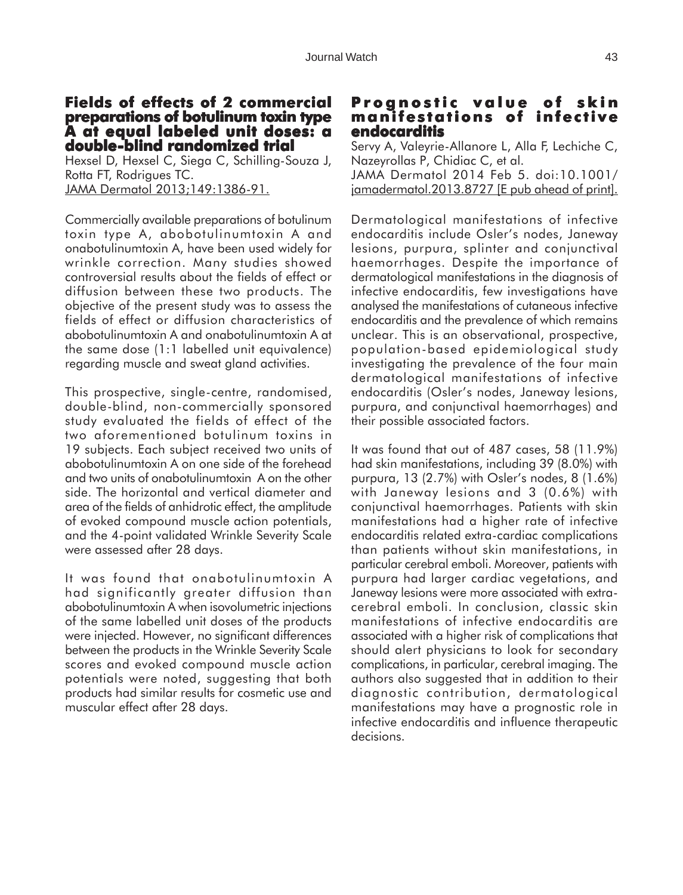## Fields of effects of 2 commercial preparations of botulinum toxin type A at equal labeled unit doses: a double-blind randomized trial

Hexsel D, Hexsel C, Siega C, Schilling-Souza J, Rotta FT, Rodrigues TC.
JAMA Dermatol 2013;149:1386-91.

Commercially available preparations of botulinum toxin type A, abobotulinumtoxin A and onabotulinumtoxin A, have been used widely for wrinkle correction. Many studies showed controversial results about the fields of effect or diffusion between these two products. The objective of the present study was to assess the fields of effect or diffusion characteristics of abobotulinumtoxin A and onabotulinumtoxin A at the same dose (1:1 labelled unit equivalence) regarding muscle and sweat gland activities.

This prospective, single-centre, randomised, double-blind, non-commercially sponsored study evaluated the fields of effect of the two aforementioned botulinum toxins in 19 subjects. Each subject received two units of abobotulinumtoxin A on one side of the forehead and two units of onabotulinumtoxin A on the other side. The horizontal and vertical diameter and area of the fields of anhidrotic effect, the amplitude of evoked compound muscle action potentials, and the 4-point validated Wrinkle Severity Scale were assessed after 28 days.

It was found that onabotulinumtoxin A had significantly greater diffusion than abobotulinumtoxin A when isovolumetric injections of the same labelled unit doses of the products were injected. However, no significant differences between the products in the Wrinkle Severity Scale scores and evoked compound muscle action potentials were noted, suggesting that both products had similar results for cosmetic use and muscular effect after 28 days.

## Prognostic value of skin manifestations of infective endocarditis

Servy A, Valeyrie-Allanore L, Alla F, Lechiche C, Nazeyrollas P, Chidiac C, et al.
JAMA Dermatol 2014 Feb 5. doi:10.1001/jamadermatol.2013.8727 [E pub ahead of print].

Dermatological manifestations of infective endocarditis include Osler's nodes, Janeway lesions, purpura, splinter and conjunctival haemorrhages. Despite the importance of dermatological manifestations in the diagnosis of infective endocarditis, few investigations have analysed the manifestations of cutaneous infective endocarditis and the prevalence of which remains unclear. This is an observational, prospective, population-based epidemiological study investigating the prevalence of the four main dermatological manifestations of infective endocarditis (Osler's nodes, Janeway lesions, purpura, and conjunctival haemorrhages) and their possible associated factors.

It was found that out of 487 cases, 58 (11.9%) had skin manifestations, including 39 (8.0%) with purpura, 13 (2.7%) with Osler's nodes, 8 (1.6%) with Janeway lesions and 3 (0.6%) with conjunctival haemorrhages. Patients with skin manifestations had a higher rate of infective endocarditis related extra-cardiac complications than patients without skin manifestations, in particular cerebral emboli. Moreover, patients with purpura had larger cardiac vegetations, and Janeway lesions were more associated with extra-cerebral emboli. In conclusion, classic skin manifestations of infective endocarditis are associated with a higher risk of complications that should alert physicians to look for secondary complications, in particular, cerebral imaging. The authors also suggested that in addition to their diagnostic contribution, dermatological manifestations may have a prognostic role in infective endocarditis and influence therapeutic decisions.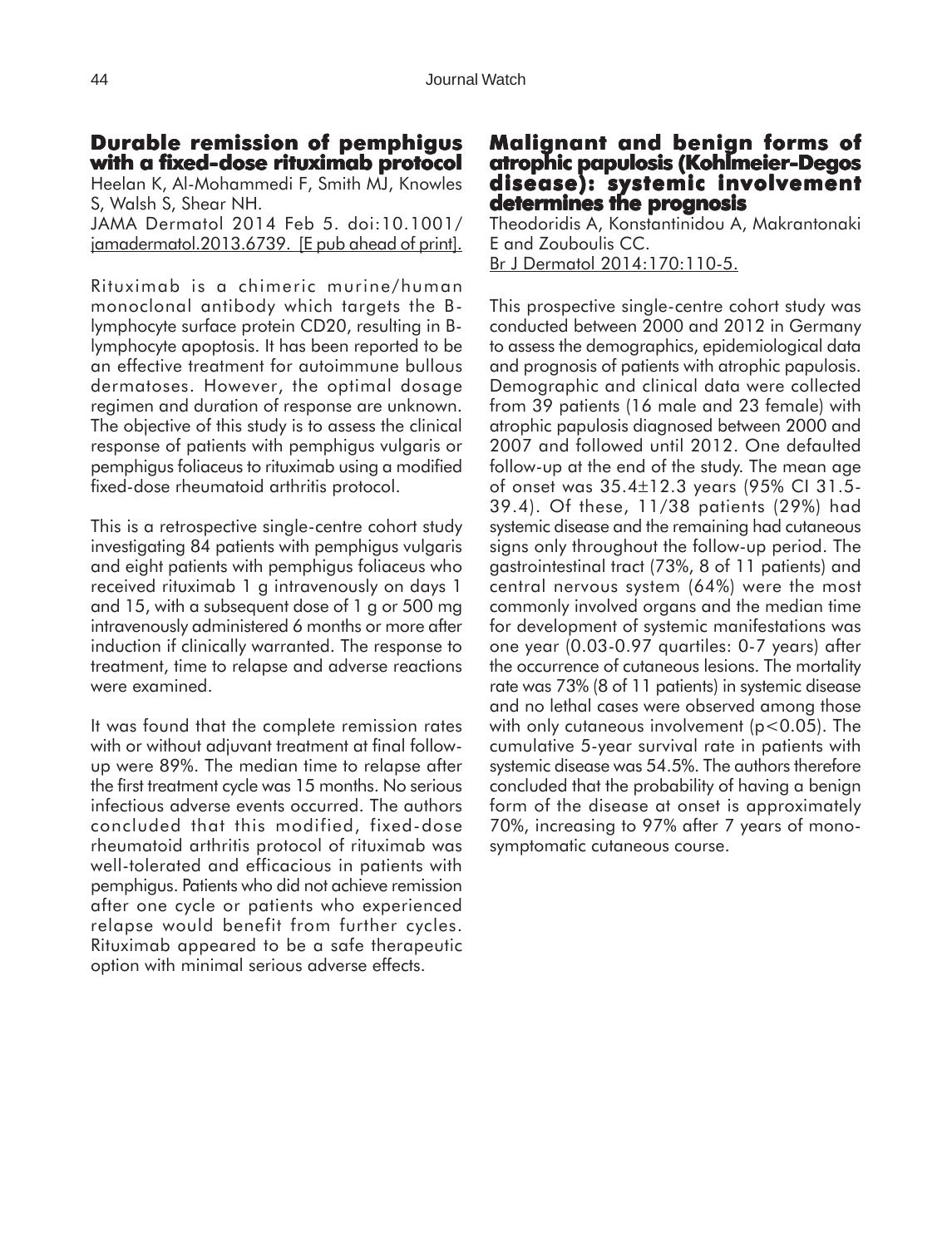## Durable remission of pemphigus with a fixed-dose rituximab protocol

Heelan K, Al-Mohammedi F, Smith MJ, Knowles S, Walsh S, Shear NH.

JAMA Dermatol 2014 Feb 5. doi:10.1001/jamadermatol.2013.6739. [E pub ahead of print].

Rituximab is a chimeric murine/human monoclonal antibody which targets the B-lymphocyte surface protein CD20, resulting in B-lymphocyte apoptosis. It has been reported to be an effective treatment for autoimmune bullous dermatoses. However, the optimal dosage regimen and duration of response are unknown. The objective of this study is to assess the clinical response of patients with pemphigus vulgaris or pemphigus foliaceus to rituximab using a modified fixed-dose rheumatoid arthritis protocol.

This is a retrospective single-centre cohort study investigating 84 patients with pemphigus vulgaris and eight patients with pemphigus foliaceus who received rituximab 1 g intravenously on days 1 and 15, with a subsequent dose of 1 g or 500 mg intravenously administered 6 months or more after induction if clinically warranted. The response to treatment, time to relapse and adverse reactions were examined.

It was found that the complete remission rates with or without adjuvant treatment at final follow-up were 89%. The median time to relapse after the first treatment cycle was 15 months. No serious infectious adverse events occurred. The authors concluded that this modified, fixed-dose rheumatoid arthritis protocol of rituximab was well-tolerated and efficacious in patients with pemphigus. Patients who did not achieve remission after one cycle or patients who experienced relapse would benefit from further cycles. Rituximab appeared to be a safe therapeutic option with minimal serious adverse effects.

## Malignant and benign forms of atrophic papulosis (Kohlmeier-Degos disease): systemic involvement determines the prognosis

Theodoridis A, Konstantinidou A, Makrantonaki E and Zouboulis CC.

Br J Dermatol 2014:170:110-5.

This prospective single-centre cohort study was conducted between 2000 and 2012 in Germany to assess the demographics, epidemiological data and prognosis of patients with atrophic papulosis. Demographic and clinical data were collected from 39 patients (16 male and 23 female) with atrophic papulosis diagnosed between 2000 and 2007 and followed until 2012. One defaulted follow-up at the end of the study. The mean age of onset was 35.4±12.3 years (95% CI 31.5-39.4). Of these, 11/38 patients (29%) had systemic disease and the remaining had cutaneous signs only throughout the follow-up period. The gastrointestinal tract (73%, 8 of 11 patients) and central nervous system (64%) were the most commonly involved organs and the median time for development of systemic manifestations was one year (0.03-0.97 quartiles: 0-7 years) after the occurrence of cutaneous lesions. The mortality rate was 73% (8 of 11 patients) in systemic disease and no lethal cases were observed among those with only cutaneous involvement ($p<0.05$). The cumulative 5-year survival rate in patients with systemic disease was 54.5%. The authors therefore concluded that the probability of having a benign form of the disease at onset is approximately 70%, increasing to 97% after 7 years of mono-symptomatic cutaneous course.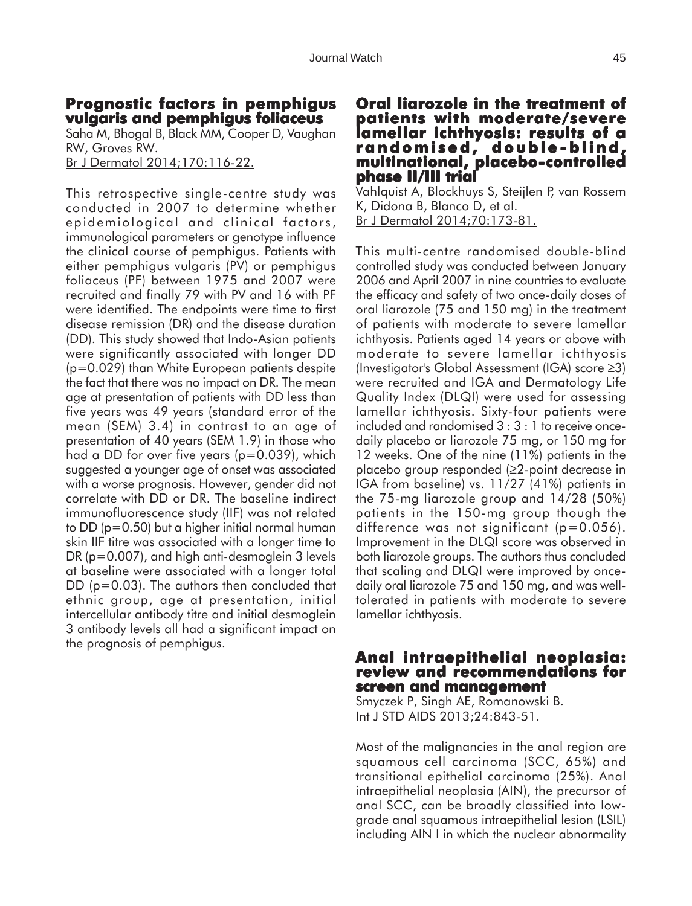## Prognostic factors in pemphigus vulgaris and pemphigus foliaceus

Saha M, Bhogal B, Black MM, Cooper D, Vaughan RW, Groves RW.
Br J Dermatol 2014;170:116-22.

This retrospective single-centre study was conducted in 2007 to determine whether epidemiological and clinical factors, immunological parameters or genotype influence the clinical course of pemphigus. Patients with either pemphigus vulgaris (PV) or pemphigus foliaceus (PF) between 1975 and 2007 were recruited and finally 79 with PV and 16 with PF were identified. The endpoints were time to first disease remission (DR) and the disease duration (DD). This study showed that Indo-Asian patients were significantly associated with longer DD ($p=0.029$) than White European patients despite the fact that there was no impact on DR. The mean age at presentation of patients with DD less than five years was 49 years (standard error of the mean (SEM) 3.4) in contrast to an age of presentation of 40 years (SEM 1.9) in those who had a DD for over five years ($p=0.039$), which suggested a younger age of onset was associated with a worse prognosis. However, gender did not correlate with DD or DR. The baseline indirect immunofluorescence study (IIF) was not related to DD ($p=0.50$) but a higher initial normal human skin IIF titre was associated with a longer time to DR ($p=0.007$), and high anti-desmoglein 3 levels at baseline were associated with a longer total DD ($p=0.03$). The authors then concluded that ethnic group, age at presentation, initial intercellular antibody titre and initial desmoglein 3 antibody levels all had a significant impact on the prognosis of pemphigus.

## Oral liarozole in the treatment of patients with moderate/severe lamellar ichthyosis: results of a randomised, double-blind, multinational, placebo-controlled phase II/III trial

Vahlquist A, Blockhuys S, Steijlen P, van Rossem K, Didona B, Blanco D, et al.
Br J Dermatol 2014;70:173-81.

This multi-centre randomised double-blind controlled study was conducted between January 2006 and April 2007 in nine countries to evaluate the efficacy and safety of two once-daily doses of oral liarozole (75 and 150 mg) in the treatment of patients with moderate to severe lamellar ichthyosis. Patients aged 14 years or above with moderate to severe lamellar ichthyosis (Investigator's Global Assessment (IGA) score ≥3) were recruited and IGA and Dermatology Life Quality Index (DLQI) were used for assessing lamellar ichthyosis. Sixty-four patients were included and randomised 3 : 3 : 1 to receive once-daily placebo or liarozole 75 mg, or 150 mg for 12 weeks. One of the nine (11%) patients in the placebo group responded (≥2-point decrease in IGA from baseline) vs. 11/27 (41%) patients in the 75-mg liarozole group and 14/28 (50%) patients in the 150-mg group though the difference was not significant ($p=0.056$). Improvement in the DLQI score was observed in both liarozole groups. The authors thus concluded that scaling and DLQI were improved by once-daily oral liarozole 75 and 150 mg, and was well-tolerated in patients with moderate to severe lamellar ichthyosis.

## Anal intraepithelial neoplasia: review and recommendations for screen and management

Smyczek P, Singh AE, Romanowski B.
Int J STD AIDS 2013;24:843-51.

Most of the malignancies in the anal region are squamous cell carcinoma (SCC, 65%) and transitional epithelial carcinoma (25%). Anal intraepithelial neoplasia (AIN), the precursor of anal SCC, can be broadly classified into low-grade anal squamous intraepithelial lesion (LSIL) including AIN I in which the nuclear abnormality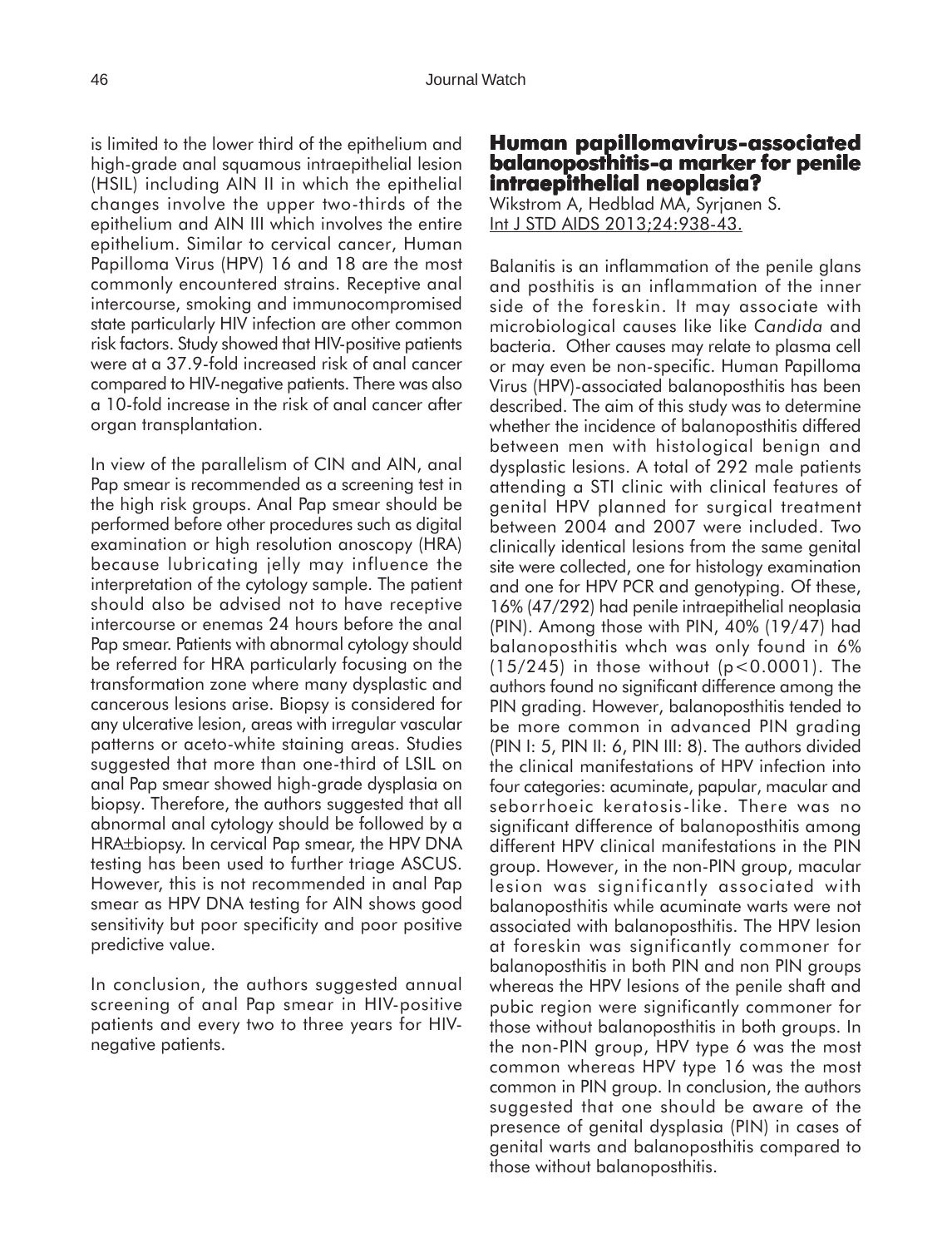is limited to the lower third of the epithelium and high-grade anal squamous intraepithelial lesion (HSIL) including AIN II in which the epithelial changes involve the upper two-thirds of the epithelium and AIN III which involves the entire epithelium. Similar to cervical cancer, Human Papilloma Virus (HPV) 16 and 18 are the most commonly encountered strains. Receptive anal intercourse, smoking and immunocompromised state particularly HIV infection are other common risk factors. Study showed that HIV-positive patients were at a 37.9-fold increased risk of anal cancer compared to HIV-negative patients. There was also a 10-fold increase in the risk of anal cancer after organ transplantation.

In view of the parallelism of CIN and AIN, anal Pap smear is recommended as a screening test in the high risk groups. Anal Pap smear should be performed before other procedures such as digital examination or high resolution anoscopy (HRA) because lubricating jelly may influence the interpretation of the cytology sample. The patient should also be advised not to have receptive intercourse or enemas 24 hours before the anal Pap smear. Patients with abnormal cytology should be referred for HRA particularly focusing on the transformation zone where many dysplastic and cancerous lesions arise. Biopsy is considered for any ulcerative lesion, areas with irregular vascular patterns or aceto-white staining areas. Studies suggested that more than one-third of LSIL on anal Pap smear showed high-grade dysplasia on biopsy. Therefore, the authors suggested that all abnormal anal cytology should be followed by a HRA±biopsy. In cervical Pap smear, the HPV DNA testing has been used to further triage ASCUS. However, this is not recommended in anal Pap smear as HPV DNA testing for AIN shows good sensitivity but poor specificity and poor positive predictive value.

In conclusion, the authors suggested annual screening of anal Pap smear in HIV-positive patients and every two to three years for HIV-negative patients.

## Human papillomavirus-associated balanoposthitis-a marker for penile intraepithelial neoplasia?

Wikstrom A, Hedblad MA, Syrjanen S.
Int J STD AIDS 2013;24:938-43.

Balanitis is an inflammation of the penile glans and posthitis is an inflammation of the inner side of the foreskin. It may associate with microbiological causes like like *Candida* and bacteria. Other causes may relate to plasma cell or may even be non-specific. Human Papilloma Virus (HPV)-associated balanoposthitis has been described. The aim of this study was to determine whether the incidence of balanoposthitis differed between men with histological benign and dysplastic lesions. A total of 292 male patients attending a STI clinic with clinical features of genital HPV planned for surgical treatment between 2004 and 2007 were included. Two clinically identical lesions from the same genital site were collected, one for histology examination and one for HPV PCR and genotyping. Of these, 16% (47/292) had penile intraepithelial neoplasia (PIN). Among those with PIN, 40% (19/47) had balanoposthitis whch was only found in 6% (15/245) in those without ($p<0.0001$). The authors found no significant difference among the PIN grading. However, balanoposthitis tended to be more common in advanced PIN grading (PIN I: 5, PIN II: 6, PIN III: 8). The authors divided the clinical manifestations of HPV infection into four categories: acuminate, papular, macular and seborrhoeic keratosis-like. There was no significant difference of balanoposthitis among different HPV clinical manifestations in the PIN group. However, in the non-PIN group, macular lesion was significantly associated with balanoposthitis while acuminate warts were not associated with balanoposthitis. The HPV lesion at foreskin was significantly commoner for balanoposthitis in both PIN and non PIN groups whereas the HPV lesions of the penile shaft and pubic region were significantly commoner for those without balanoposthitis in both groups. In the non-PIN group, HPV type 6 was the most common whereas HPV type 16 was the most common in PIN group. In conclusion, the authors suggested that one should be aware of the presence of genital dysplasia (PIN) in cases of genital warts and balanoposthitis compared to those without balanoposthitis.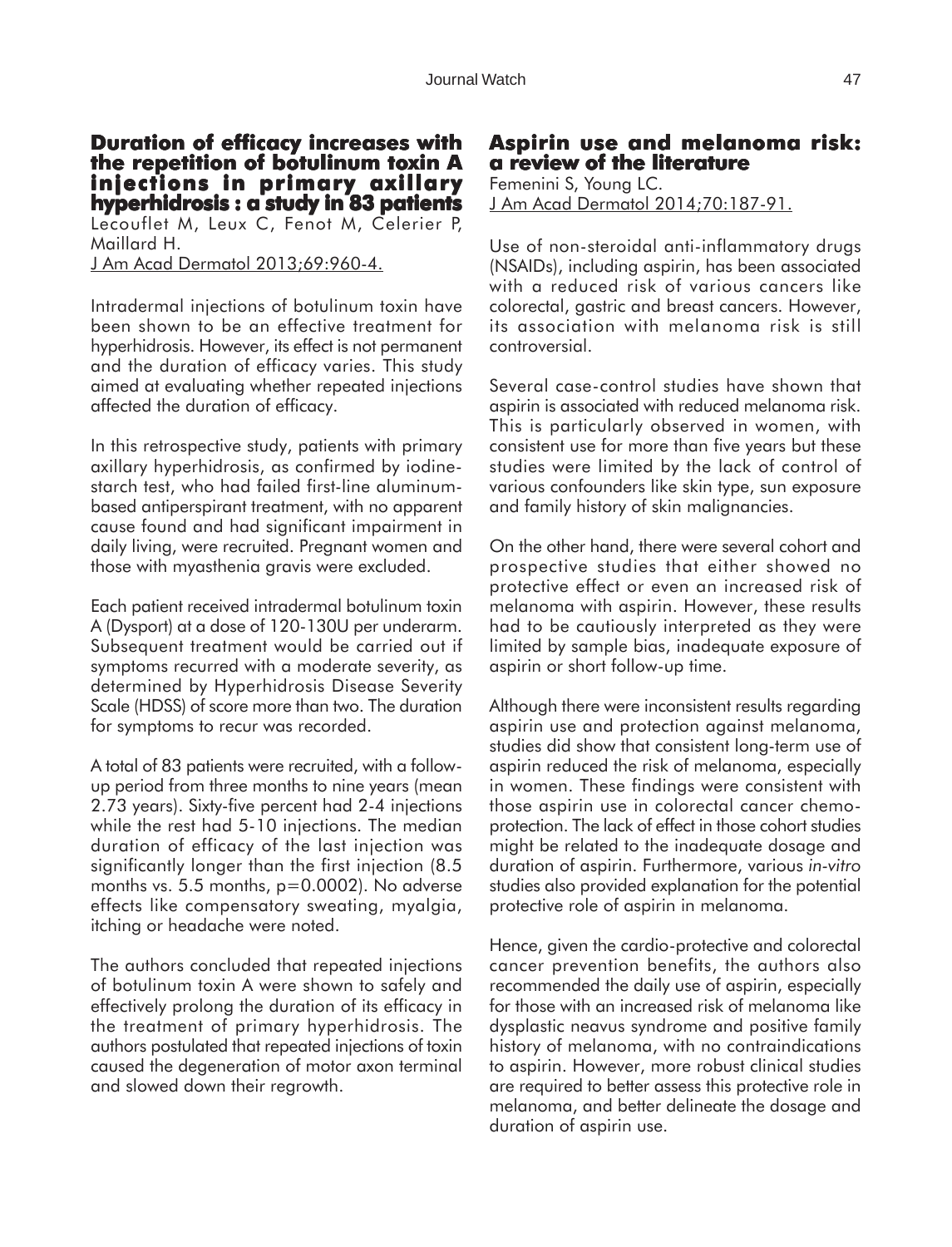## Duration of efficacy increases with the repetition of botulinum toxin A injections in primary axillary hyperhidrosis : a study in 83 patients

Lecouflet M, Leux C, Fenot M, Celerier P, Maillard H.

J Am Acad Dermatol 2013;69:960-4.

Intradermal injections of botulinum toxin have been shown to be an effective treatment for hyperhidrosis. However, its effect is not permanent and the duration of efficacy varies. This study aimed at evaluating whether repeated injections affected the duration of efficacy.

In this retrospective study, patients with primary axillary hyperhidrosis, as confirmed by iodine-starch test, who had failed first-line aluminum-based antiperspirant treatment, with no apparent cause found and had significant impairment in daily living, were recruited. Pregnant women and those with myasthenia gravis were excluded.

Each patient received intradermal botulinum toxin A (Dysport) at a dose of 120-130U per underarm. Subsequent treatment would be carried out if symptoms recurred with a moderate severity, as determined by Hyperhidrosis Disease Severity Scale (HDSS) of score more than two. The duration for symptoms to recur was recorded.

A total of 83 patients were recruited, with a follow-up period from three months to nine years (mean 2.73 years). Sixty-five percent had 2-4 injections while the rest had 5-10 injections. The median duration of efficacy of the last injection was significantly longer than the first injection (8.5 months vs. 5.5 months, $p=0.0002$). No adverse effects like compensatory sweating, myalgia, itching or headache were noted.

The authors concluded that repeated injections of botulinum toxin A were shown to safely and effectively prolong the duration of its efficacy in the treatment of primary hyperhidrosis. The authors postulated that repeated injections of toxin caused the degeneration of motor axon terminal and slowed down their regrowth.

## Aspirin use and melanoma risk: a review of the literature

Femenini S, Young LC.

J Am Acad Dermatol 2014;70:187-91.

Use of non-steroidal anti-inflammatory drugs (NSAIDs), including aspirin, has been associated with a reduced risk of various cancers like colorectal, gastric and breast cancers. However, its association with melanoma risk is still controversial.

Several case-control studies have shown that aspirin is associated with reduced melanoma risk. This is particularly observed in women, with consistent use for more than five years but these studies were limited by the lack of control of various confounders like skin type, sun exposure and family history of skin malignancies.

On the other hand, there were several cohort and prospective studies that either showed no protective effect or even an increased risk of melanoma with aspirin. However, these results had to be cautiously interpreted as they were limited by sample bias, inadequate exposure of aspirin or short follow-up time.

Although there were inconsistent results regarding aspirin use and protection against melanoma, studies did show that consistent long-term use of aspirin reduced the risk of melanoma, especially in women. These findings were consistent with those aspirin use in colorectal cancer chemo-protection. The lack of effect in those cohort studies might be related to the inadequate dosage and duration of aspirin. Furthermore, various *in-vitro* studies also provided explanation for the potential protective role of aspirin in melanoma.

Hence, given the cardio-protective and colorectal cancer prevention benefits, the authors also recommended the daily use of aspirin, especially for those with an increased risk of melanoma like dysplastic neavus syndrome and positive family history of melanoma, with no contraindications to aspirin. However, more robust clinical studies are required to better assess this protective role in melanoma, and better delineate the dosage and duration of aspirin use.